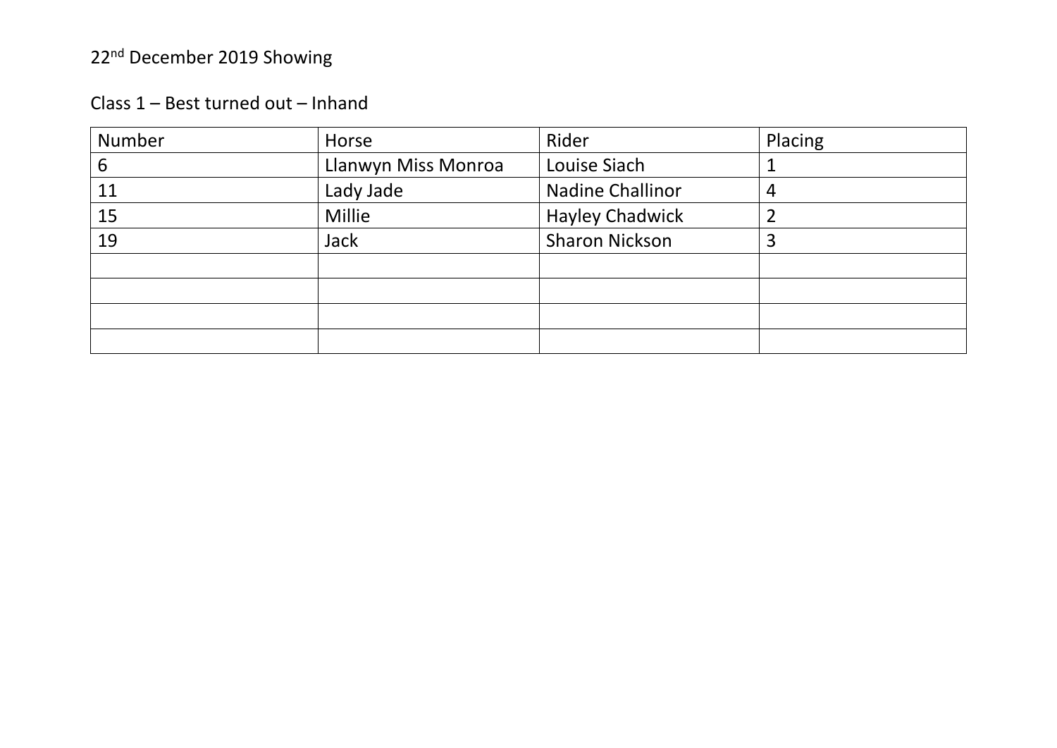22nd December 2019 Showing

Class 1 – Best turned out – Inhand

| Number | Horse | Rider | Placing |
| --- | --- | --- | --- |
| 6 | Llanwyn Miss Monroa | Louise Siach | 1 |
| 11 | Lady Jade | Nadine Challinor | 4 |
| 15 | Millie | Hayley Chadwick | 2 |
| 19 | Jack | Sharon Nickson | 3 |
| | | | |
| | | | |
| | | | |
| | | | |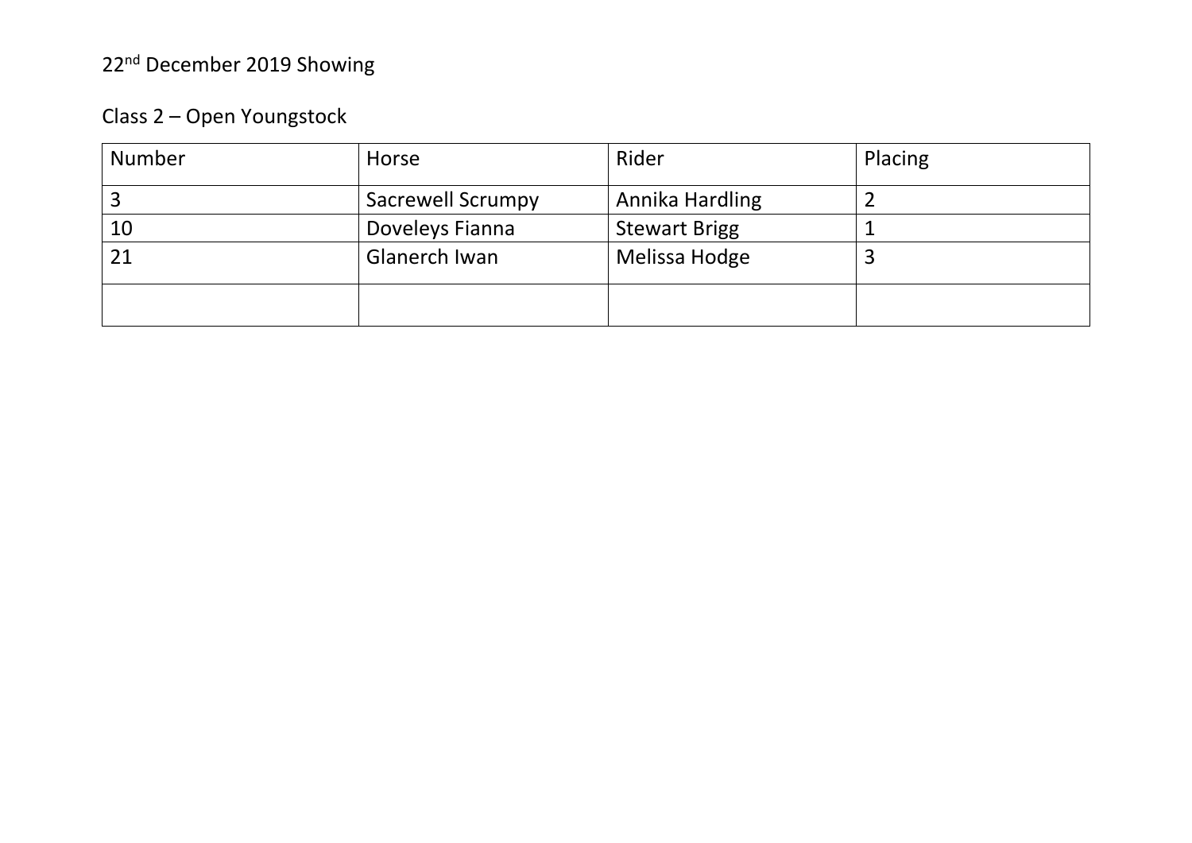22nd December 2019 Showing

Class 2 – Open Youngstock

| Number | Horse | Rider | Placing |
|---|---|---|---|
| 3 | Sacrewell Scrumpy | Annika Hardling | 2 |
| 10 | Doveleys Fianna | Stewart Brigg | 1 |
| 21 | Glanerch Iwan | Melissa Hodge | 3 |
| | | | |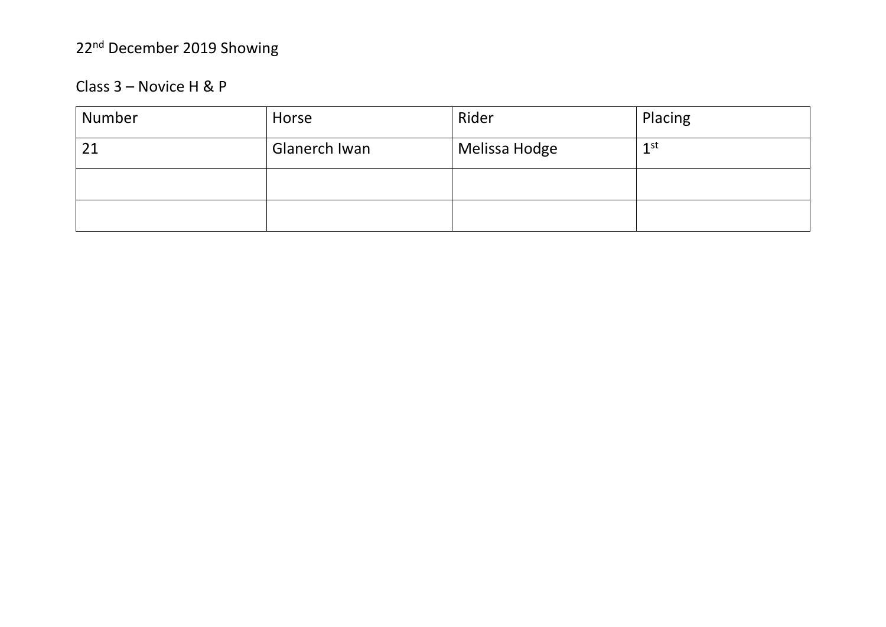22nd December 2019 Showing

Class 3 – Novice H & P

| Number | Horse | Rider | Placing |
|---|---|---|---|
| 21 | Glanerch Iwan | Melissa Hodge | 1st |
| | | | |
| | | | |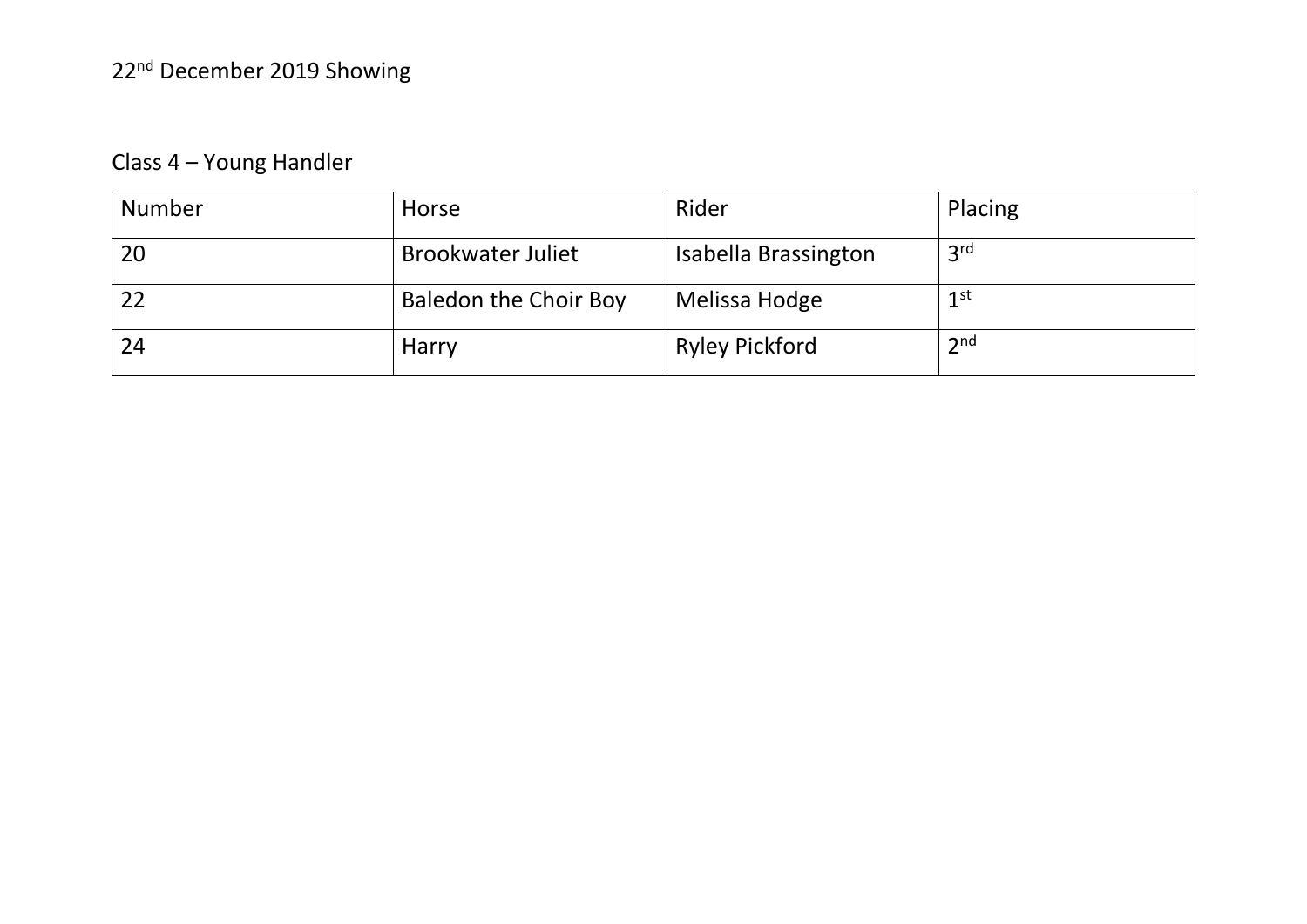# 22nd December 2019 Showing

## Class 4 – Young Handler

| Number | Horse | Rider | Placing |
|---|---|---|---|
| 20 | Brookwater Juliet | Isabella Brassington | 3rd |
| 22 | Baledon the Choir Boy | Melissa Hodge | 1st |
| 24 | Harry | Ryley Pickford | 2nd |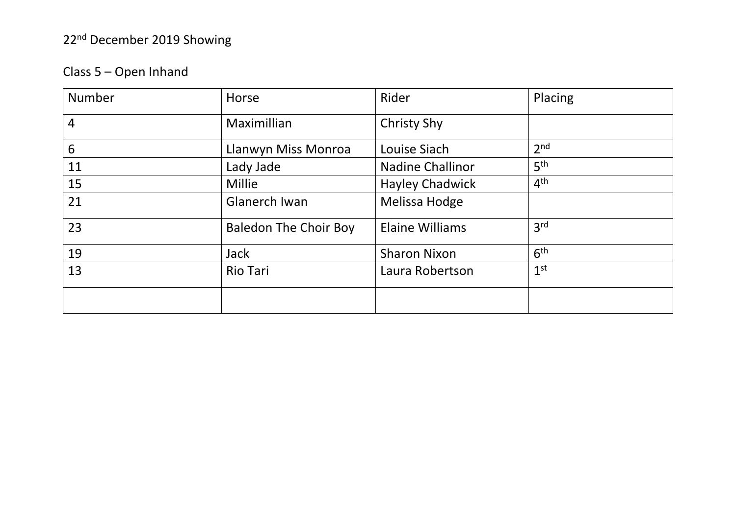22nd December 2019 Showing

Class 5 – Open Inhand

| Number | Horse | Rider | Placing |
| --- | --- | --- | --- |
| 4 | Maximillian | Christy Shy | |
| 6 | Llanwyn Miss Monroa | Louise Siach | 2nd |
| 11 | Lady Jade | Nadine Challinor | 5th |
| 15 | Millie | Hayley Chadwick | 4th |
| 21 | Glanerch Iwan | Melissa Hodge | |
| 23 | Baledon The Choir Boy | Elaine Williams | 3rd |
| 19 | Jack | Sharon Nixon | 6th |
| 13 | Rio Tari | Laura Robertson | 1st |
| | | | |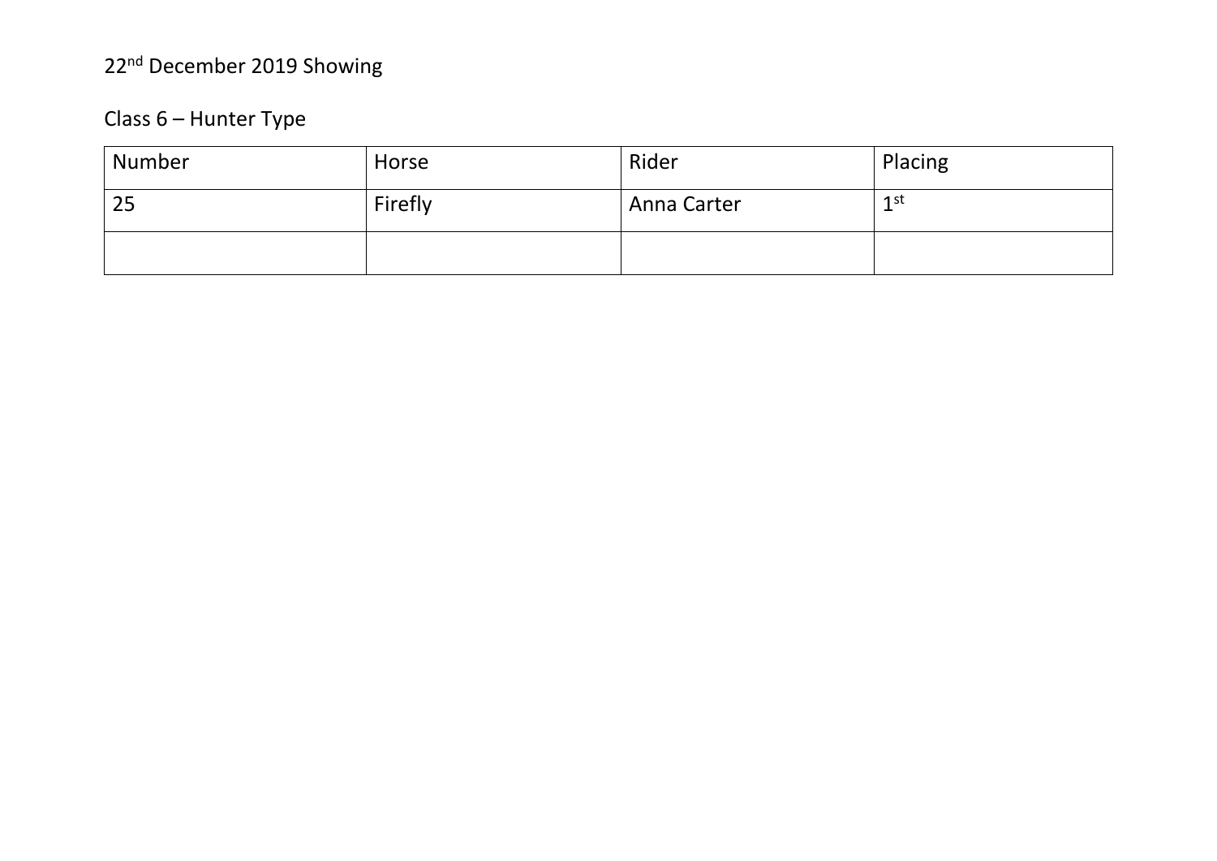22nd December 2019 Showing

Class 6 – Hunter Type

| Number | Horse | Rider | Placing |
|---|---|---|---|
| 25 | Firefly | Anna Carter | 1st |
| | | | |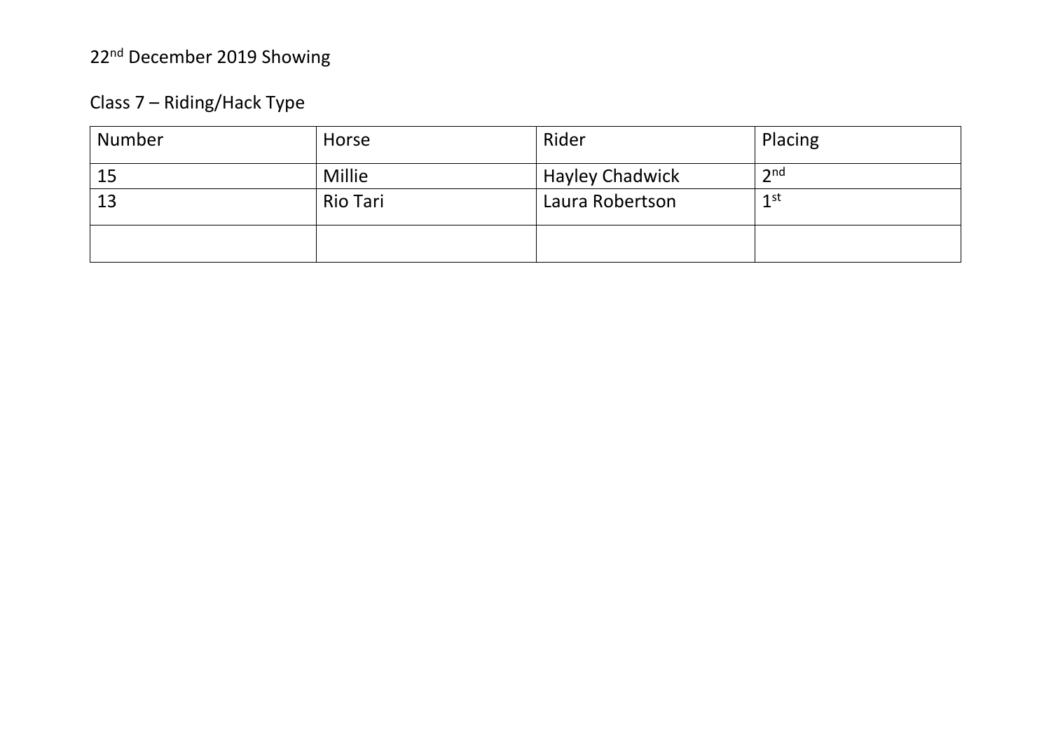22nd December 2019 Showing

Class 7 – Riding/Hack Type

| Number | Horse | Rider | Placing |
|---|---|---|---|
| 15 | Millie | Hayley Chadwick | 2nd |
| 13 | Rio Tari | Laura Robertson | 1st |
| | | | |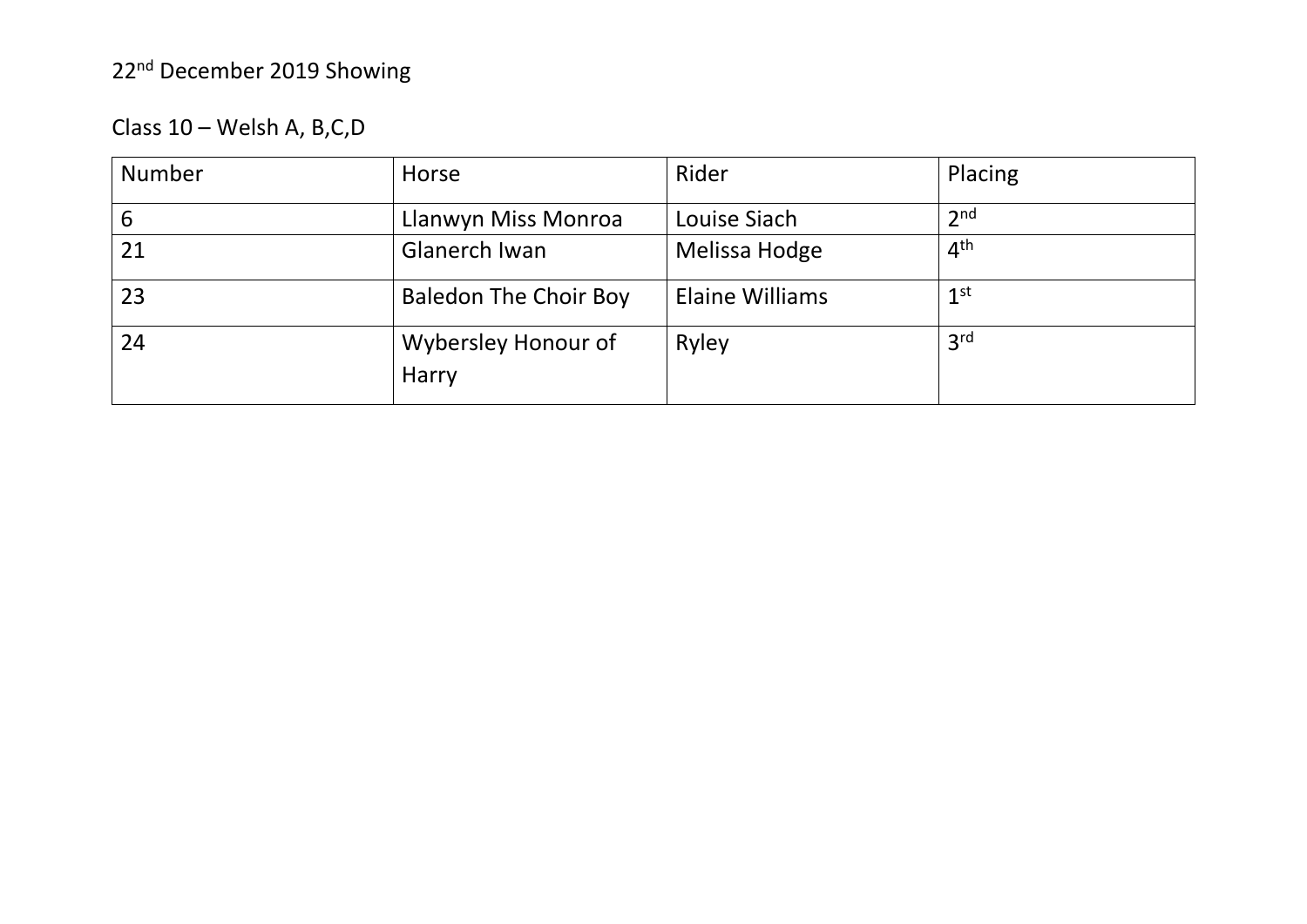22nd December 2019 Showing

Class 10 – Welsh A, B,C,D

| Number | Horse | Rider | Placing |
|---|---|---|---|
| 6 | Llanwyn Miss Monroa | Louise Siach | 2nd |
| 21 | Glanerch Iwan | Melissa Hodge | 4th |
| 23 | Baledon The Choir Boy | Elaine Williams | 1st |
| 24 | Wybersley Honour of Harry | Ryley | 3rd |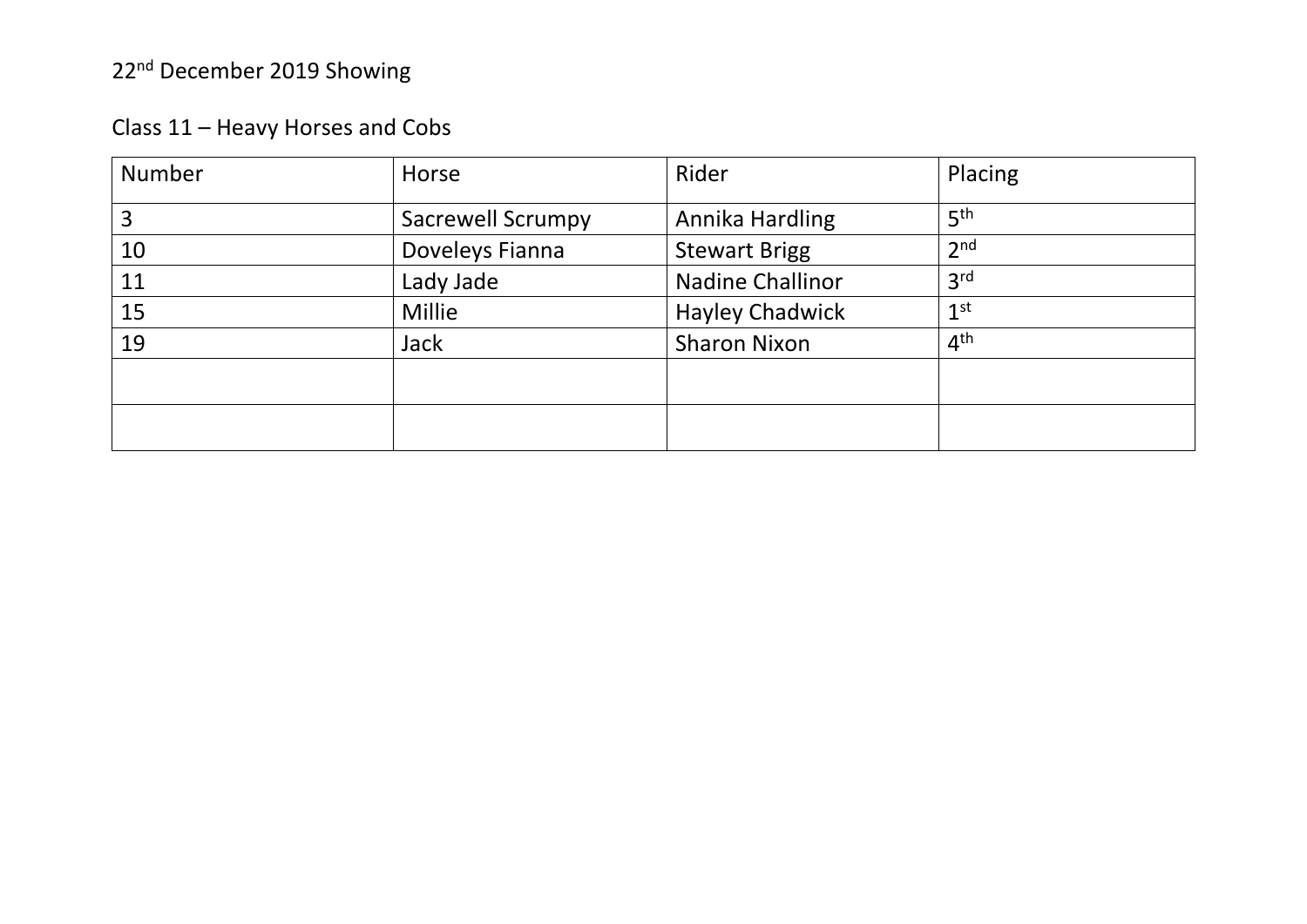22nd December 2019 Showing

Class 11 – Heavy Horses and Cobs

| Number | Horse | Rider | Placing |
|---|---|---|---|
| 3 | Sacrewell Scrumpy | Annika Hardling | 5th |
| 10 | Doveleys Fianna | Stewart Brigg | 2nd |
| 11 | Lady Jade | Nadine Challinor | 3rd |
| 15 | Millie | Hayley Chadwick | 1st |
| 19 | Jack | Sharon Nixon | 4th |
| | | | |
| | | | |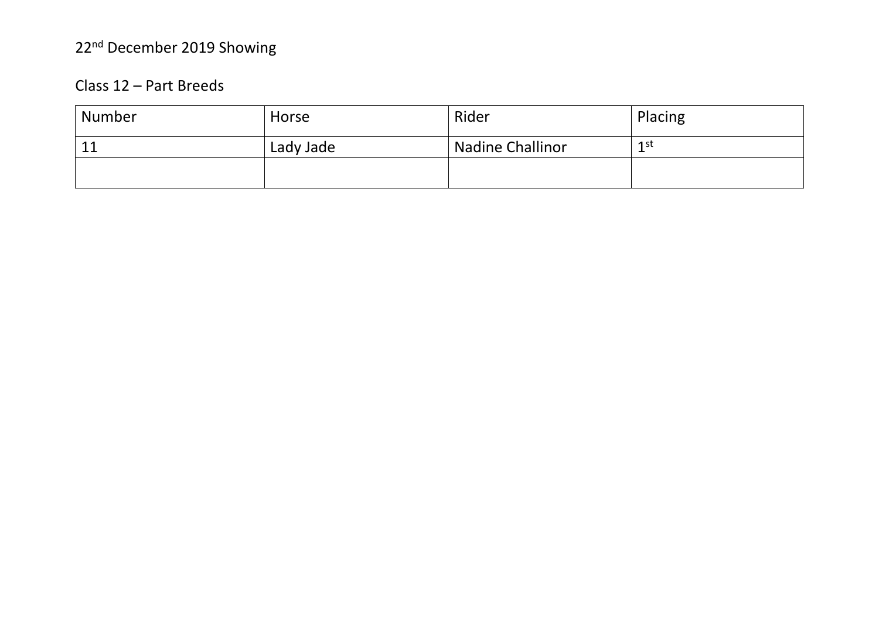22nd December 2019 Showing

Class 12 – Part Breeds

| Number | Horse | Rider | Placing |
| --- | --- | --- | --- |
| 11 | Lady Jade | Nadine Challinor | 1st |
| | | | |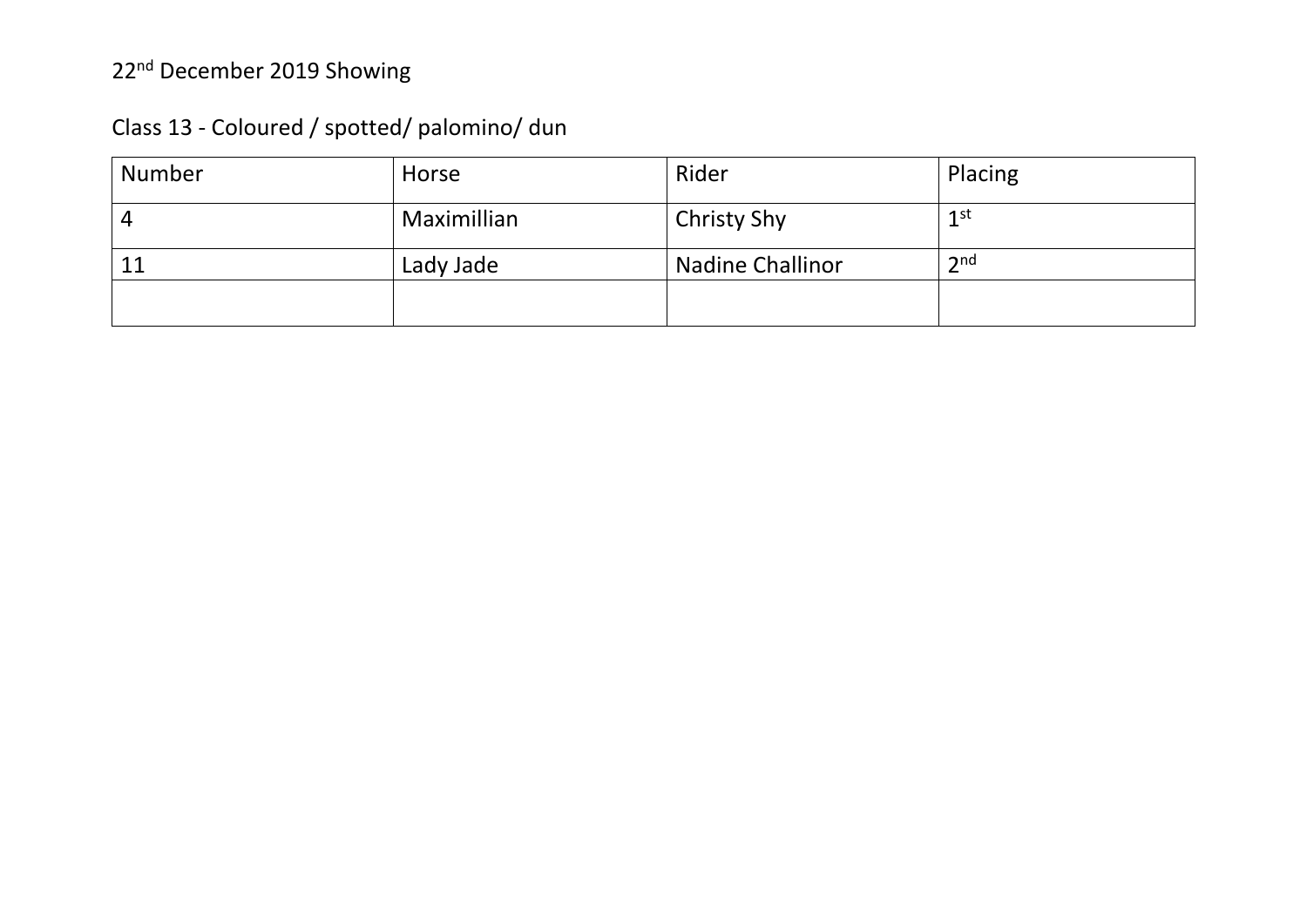22nd December 2019 Showing

Class 13 - Coloured / spotted/ palomino/ dun

| Number | Horse | Rider | Placing |
| --- | --- | --- | --- |
| 4 | Maximillian | Christy Shy | 1st |
| 11 | Lady Jade | Nadine Challinor | 2nd |
| | | | |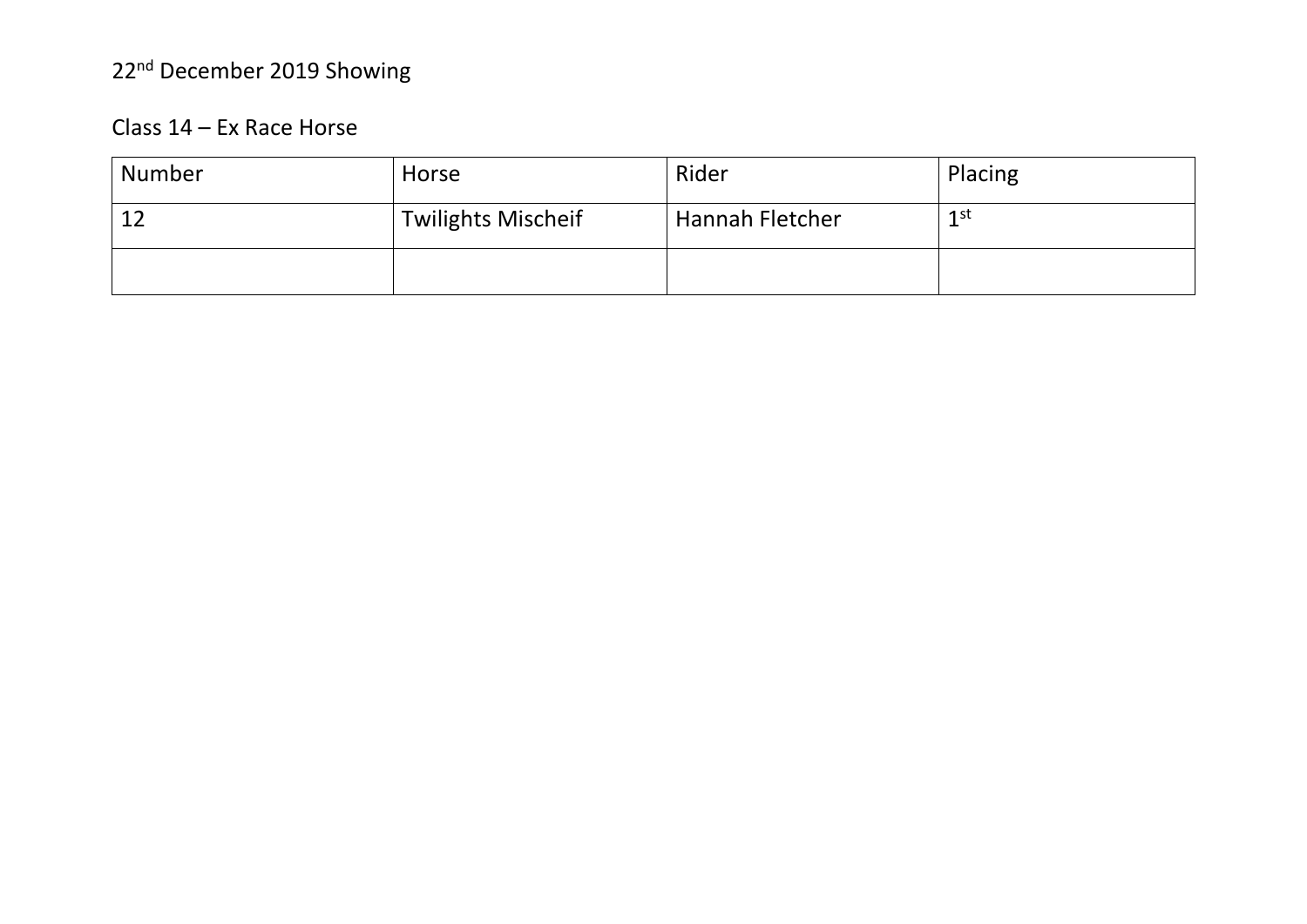22nd December 2019 Showing

Class 14 – Ex Race Horse

| Number | Horse | Rider | Placing |
|---|---|---|---|
| 12 | Twilights Mischeif | Hannah Fletcher | 1st |
| | | | |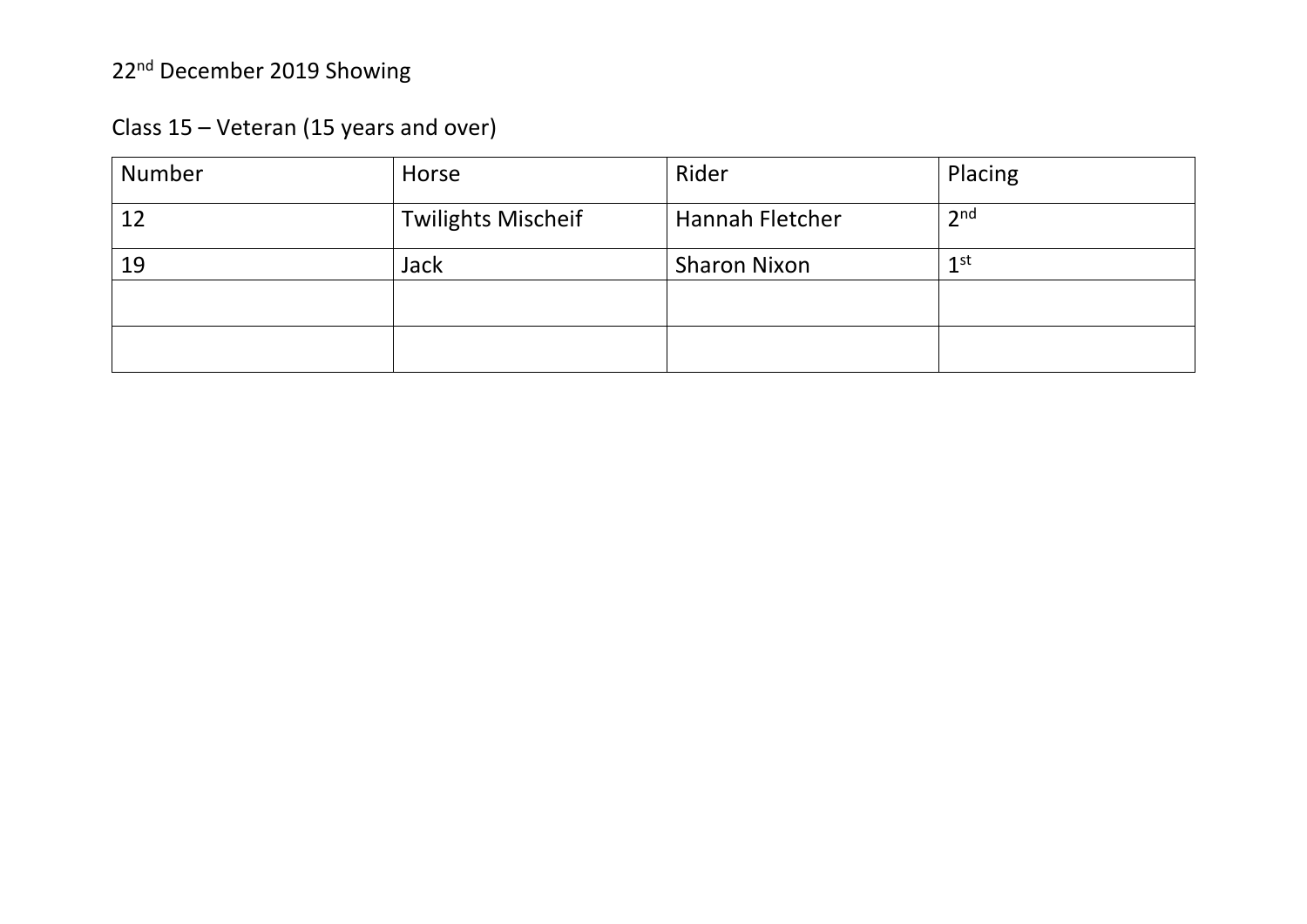22nd December 2019 Showing

Class 15 – Veteran (15 years and over)

| Number | Horse | Rider | Placing |
| --- | --- | --- | --- |
| 12 | Twilights Mischeif | Hannah Fletcher | 2nd |
| 19 | Jack | Sharon Nixon | 1st |
| | | | |
| | | | |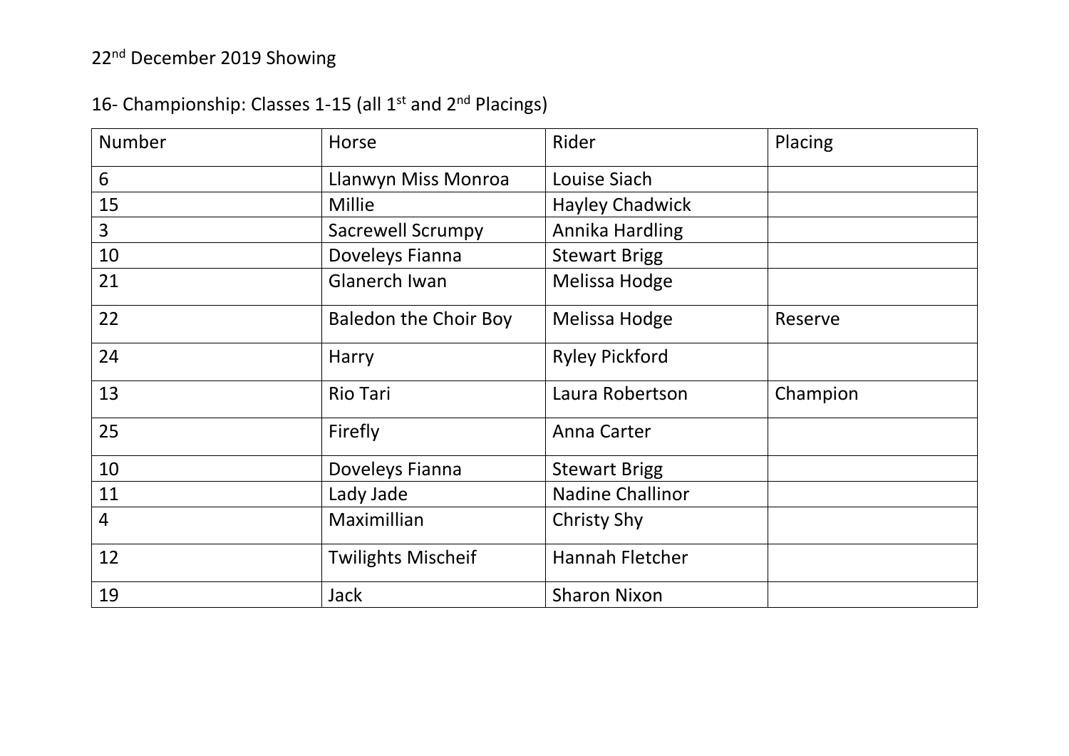22nd December 2019 Showing

16- Championship: Classes 1-15 (all 1st and 2nd Placings)

| Number | Horse | Rider | Placing |
| --- | --- | --- | --- |
| 6 | Llanwyn Miss Monroa | Louise Siach | |
| 15 | Millie | Hayley Chadwick | |
| 3 | Sacrewell Scrumpy | Annika Hardling | |
| 10 | Doveleys Fianna | Stewart Brigg | |
| 21 | Glanerch Iwan | Melissa Hodge | |
| 22 | Baledon the Choir Boy | Melissa Hodge | Reserve |
| 24 | Harry | Ryley Pickford | |
| 13 | Rio Tari | Laura Robertson | Champion |
| 25 | Firefly | Anna Carter | |
| 10 | Doveleys Fianna | Stewart Brigg | |
| 11 | Lady Jade | Nadine Challinor | |
| 4 | Maximillian | Christy Shy | |
| 12 | Twilights Mischeif | Hannah Fletcher | |
| 19 | Jack | Sharon Nixon | |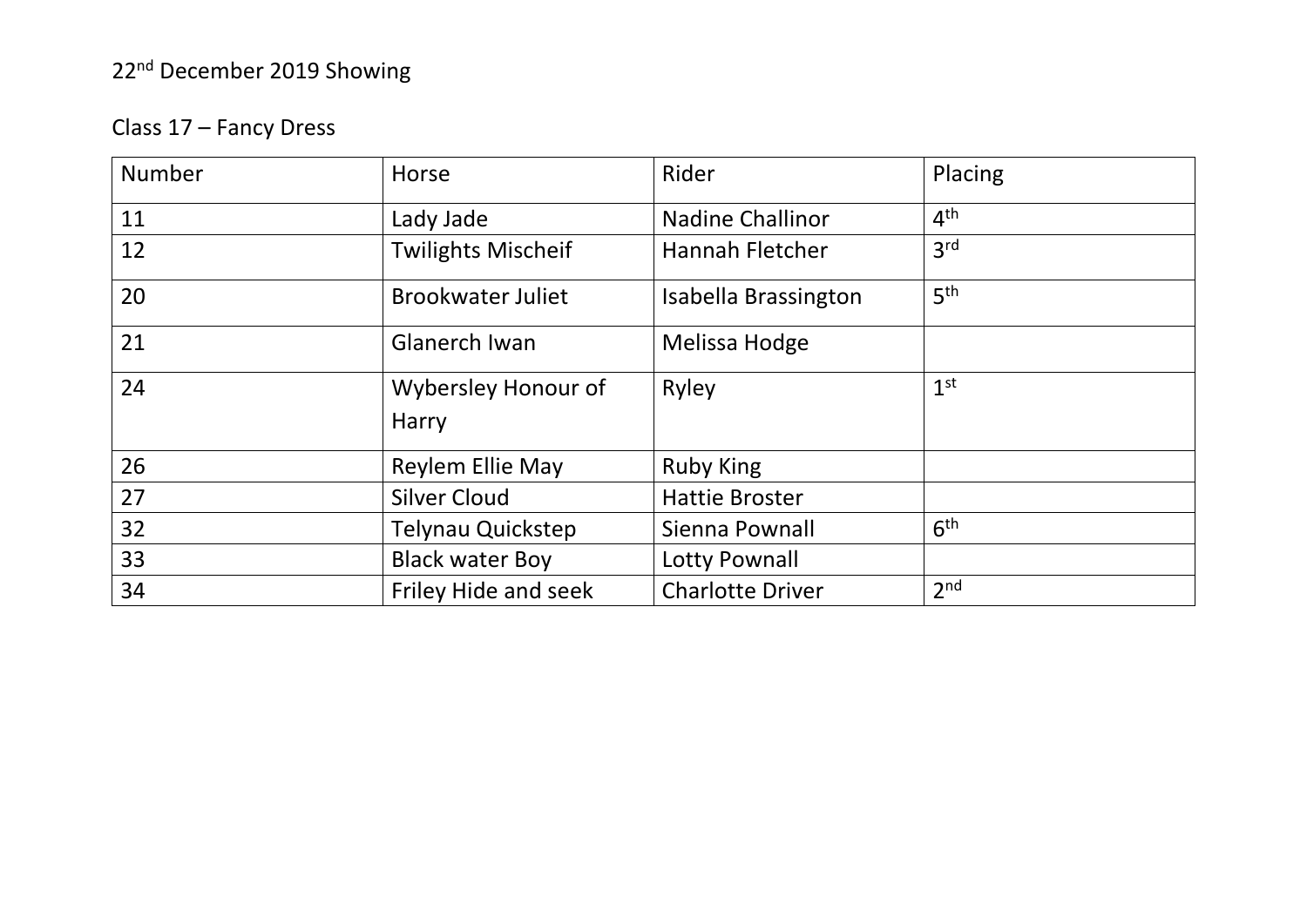22nd December 2019 Showing

Class 17 – Fancy Dress

| Number | Horse | Rider | Placing |
| --- | --- | --- | --- |
| 11 | Lady Jade | Nadine Challinor | 4th |
| 12 | Twilights Mischeif | Hannah Fletcher | 3rd |
| 20 | Brookwater Juliet | Isabella Brassington | 5th |
| 21 | Glanerch Iwan | Melissa Hodge | |
| 24 | Wybersley Honour of Harry | Ryley | 1st |
| 26 | Reylem Ellie May | Ruby King | |
| 27 | Silver Cloud | Hattie Broster | |
| 32 | Telynau Quickstep | Sienna Pownall | 6th |
| 33 | Black water Boy | Lotty Pownall | |
| 34 | Friley Hide and seek | Charlotte Driver | 2nd |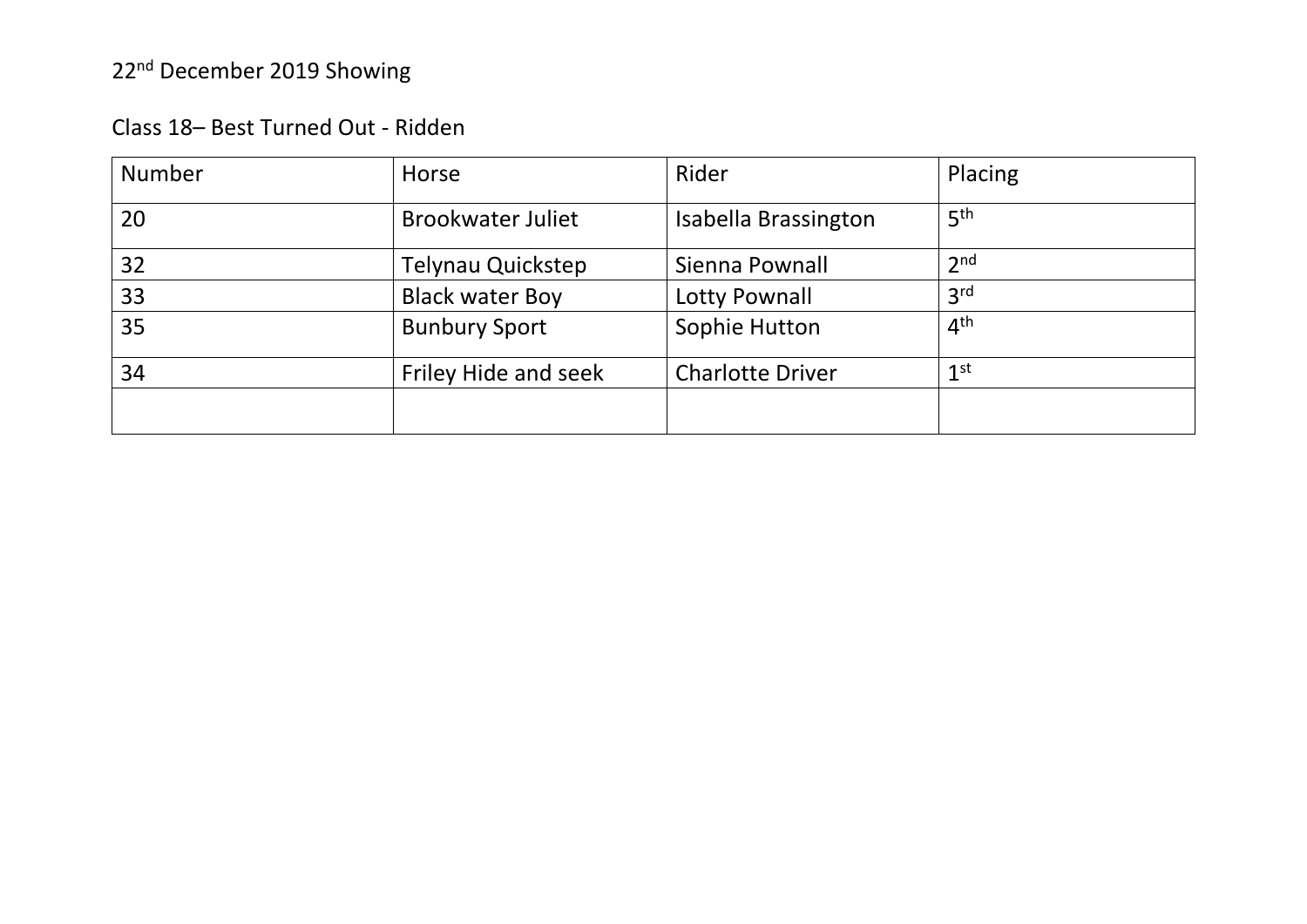22nd December 2019 Showing

Class 18– Best Turned Out - Ridden

| Number | Horse | Rider | Placing |
| --- | --- | --- | --- |
| 20 | Brookwater Juliet | Isabella Brassington | 5th |
| 32 | Telynau Quickstep | Sienna Pownall | 2nd |
| 33 | Black water Boy | Lotty Pownall | 3rd |
| 35 | Bunbury Sport | Sophie Hutton | 4th |
| 34 | Friley Hide and seek | Charlotte Driver | 1st |
| | | | |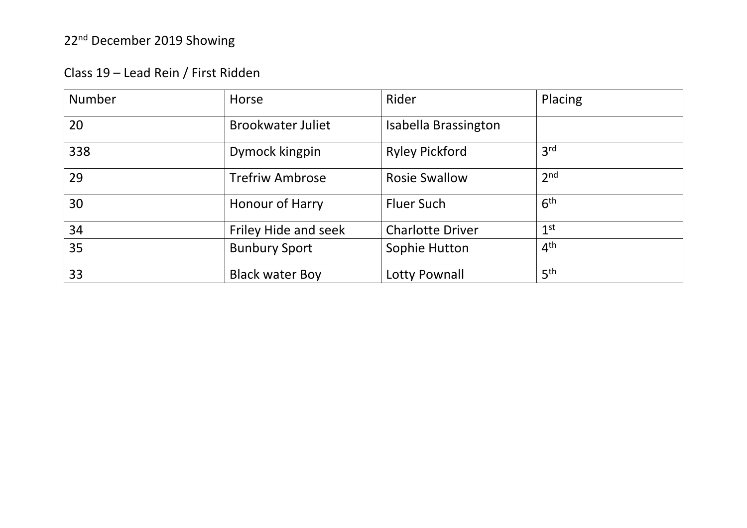22nd December 2019 Showing

Class 19 – Lead Rein / First Ridden

| Number | Horse | Rider | Placing |
|---|---|---|---|
| 20 | Brookwater Juliet | Isabella Brassington | |
| 338 | Dymock kingpin | Ryley Pickford | 3rd |
| 29 | Trefriw Ambrose | Rosie Swallow | 2nd |
| 30 | Honour of Harry | Fluer Such | 6th |
| 34 | Friley Hide and seek | Charlotte Driver | 1st |
| 35 | Bunbury Sport | Sophie Hutton | 4th |
| 33 | Black water Boy | Lotty Pownall | 5th |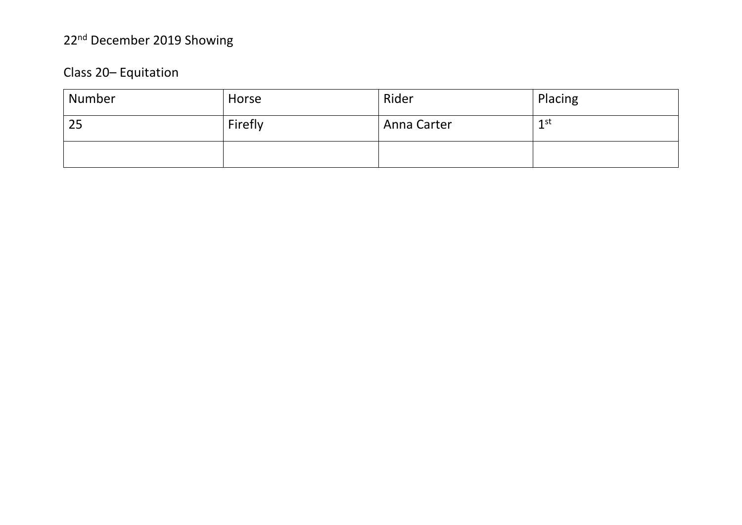22nd December 2019 Showing

Class 20– Equitation

| Number | Horse | Rider | Placing |
|---|---|---|---|
| 25 | Firefly | Anna Carter | 1st |
| | | | |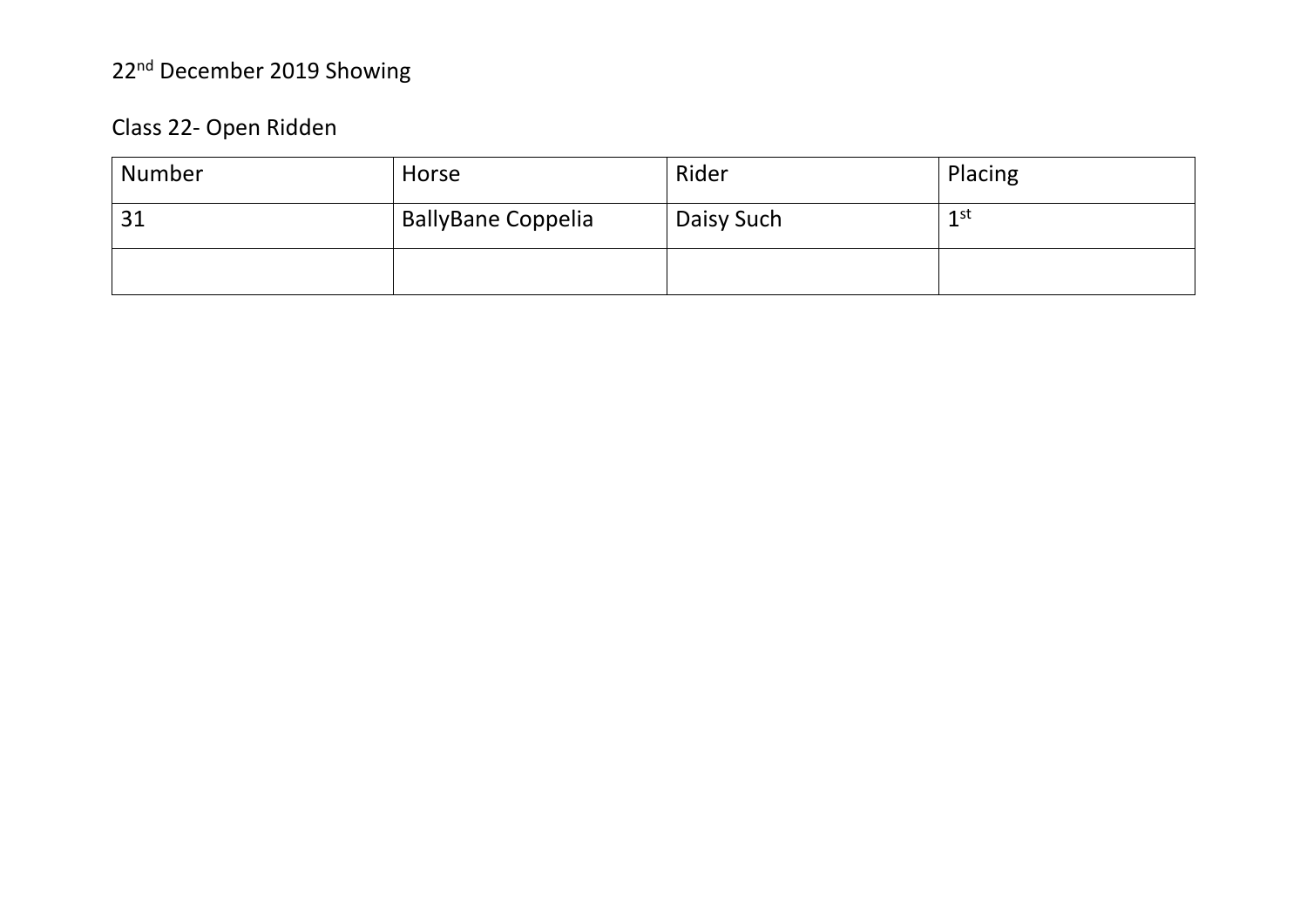22nd December 2019 Showing

Class 22- Open Ridden

| Number | Horse | Rider | Placing |
|---|---|---|---|
| 31 | BallyBane Coppelia | Daisy Such | 1st |
| | | | |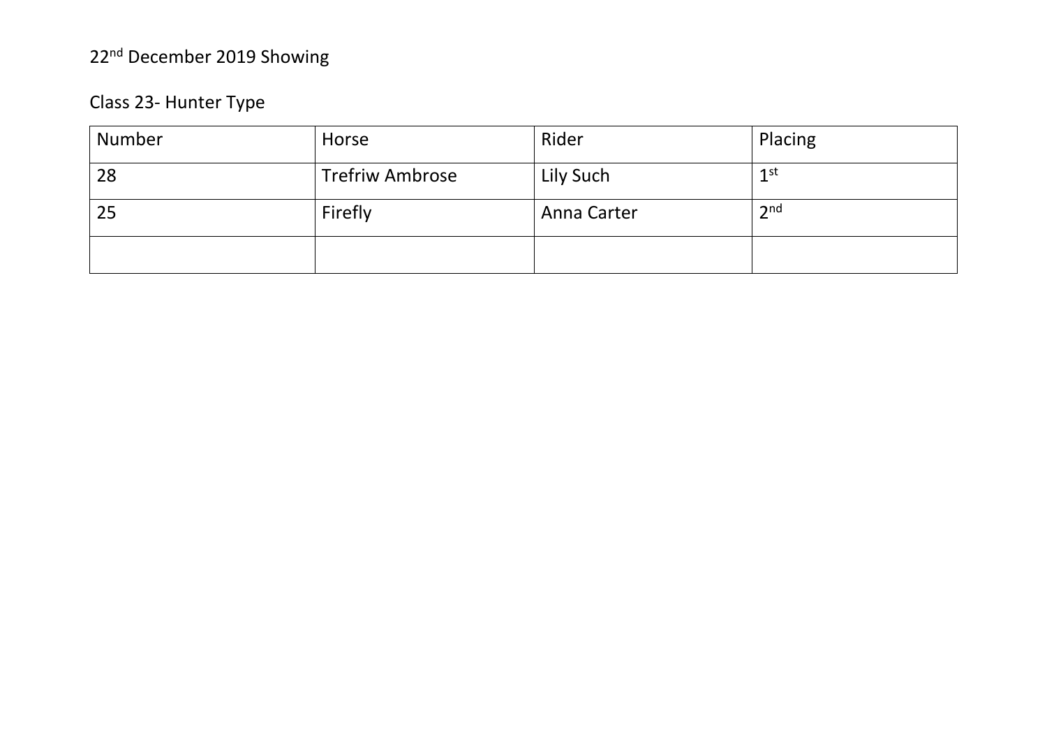22nd December 2019 Showing

Class 23- Hunter Type

| Number | Horse | Rider | Placing |
|---|---|---|---|
| 28 | Trefriw Ambrose | Lily Such | 1st |
| 25 | Firefly | Anna Carter | 2nd |
| | | | |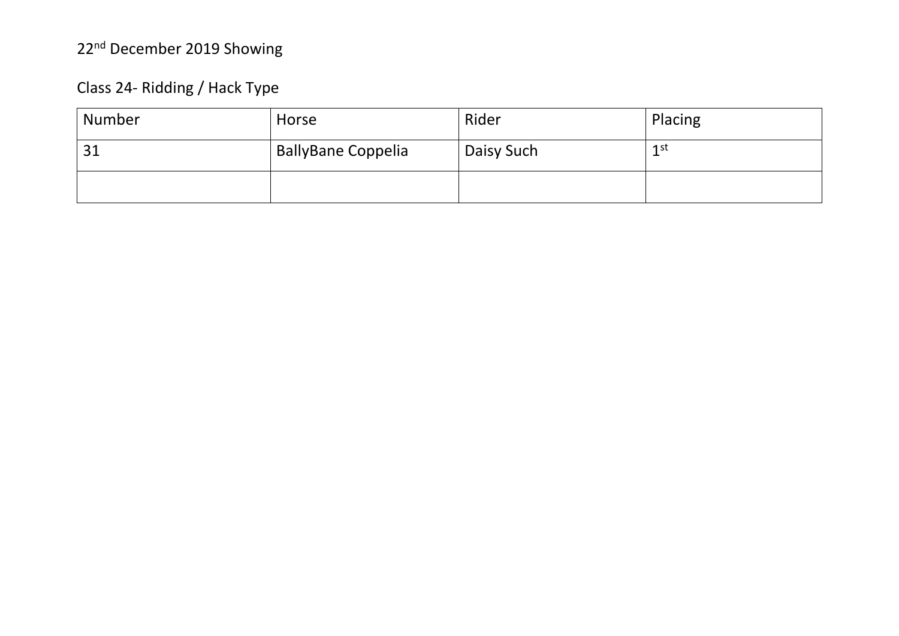22nd December 2019 Showing

Class 24- Ridding / Hack Type

| Number | Horse | Rider | Placing |
|---|---|---|---|
| 31 | BallyBane Coppelia | Daisy Such | 1st |
| | | | |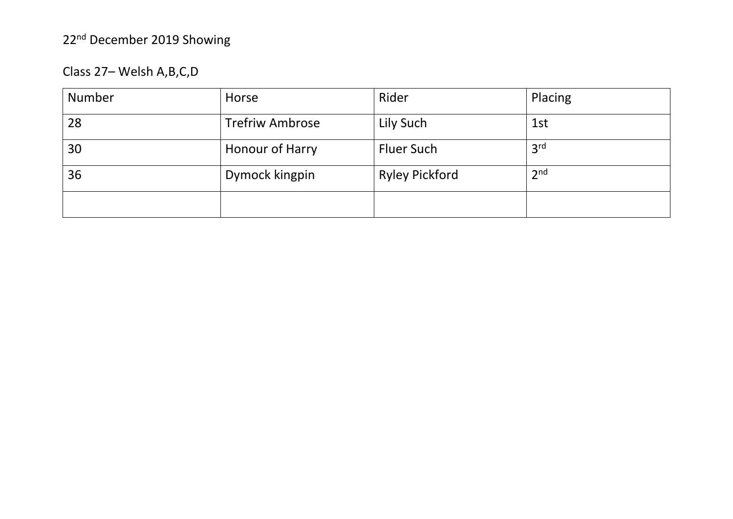22nd December 2019 Showing

Class 27– Welsh A,B,C,D

| Number | Horse | Rider | Placing |
|---|---|---|---|
| 28 | Trefriw Ambrose | Lily Such | 1st |
| 30 | Honour of Harry | Fluer Such | 3rd |
| 36 | Dymock kingpin | Ryley Pickford | 2nd |
| | | | |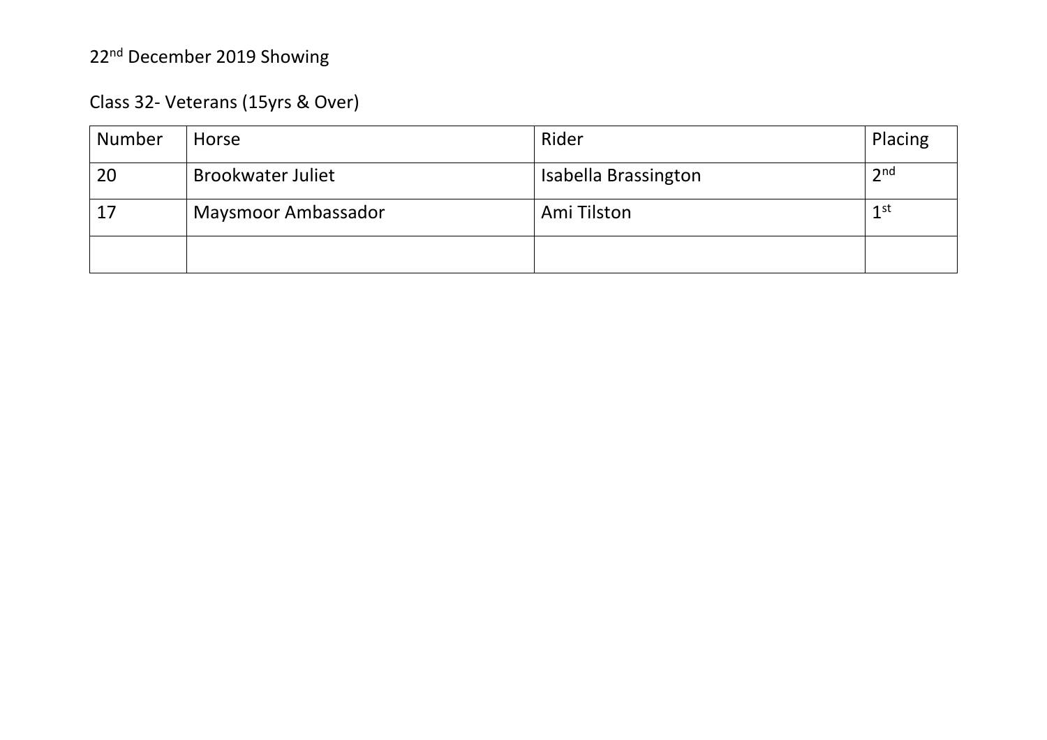22nd December 2019 Showing

Class 32- Veterans (15yrs & Over)

| Number | Horse | Rider | Placing |
|---|---|---|---|
| 20 | Brookwater Juliet | Isabella Brassington | 2nd |
| 17 | Maysmoor Ambassador | Ami Tilston | 1st |
| | | | |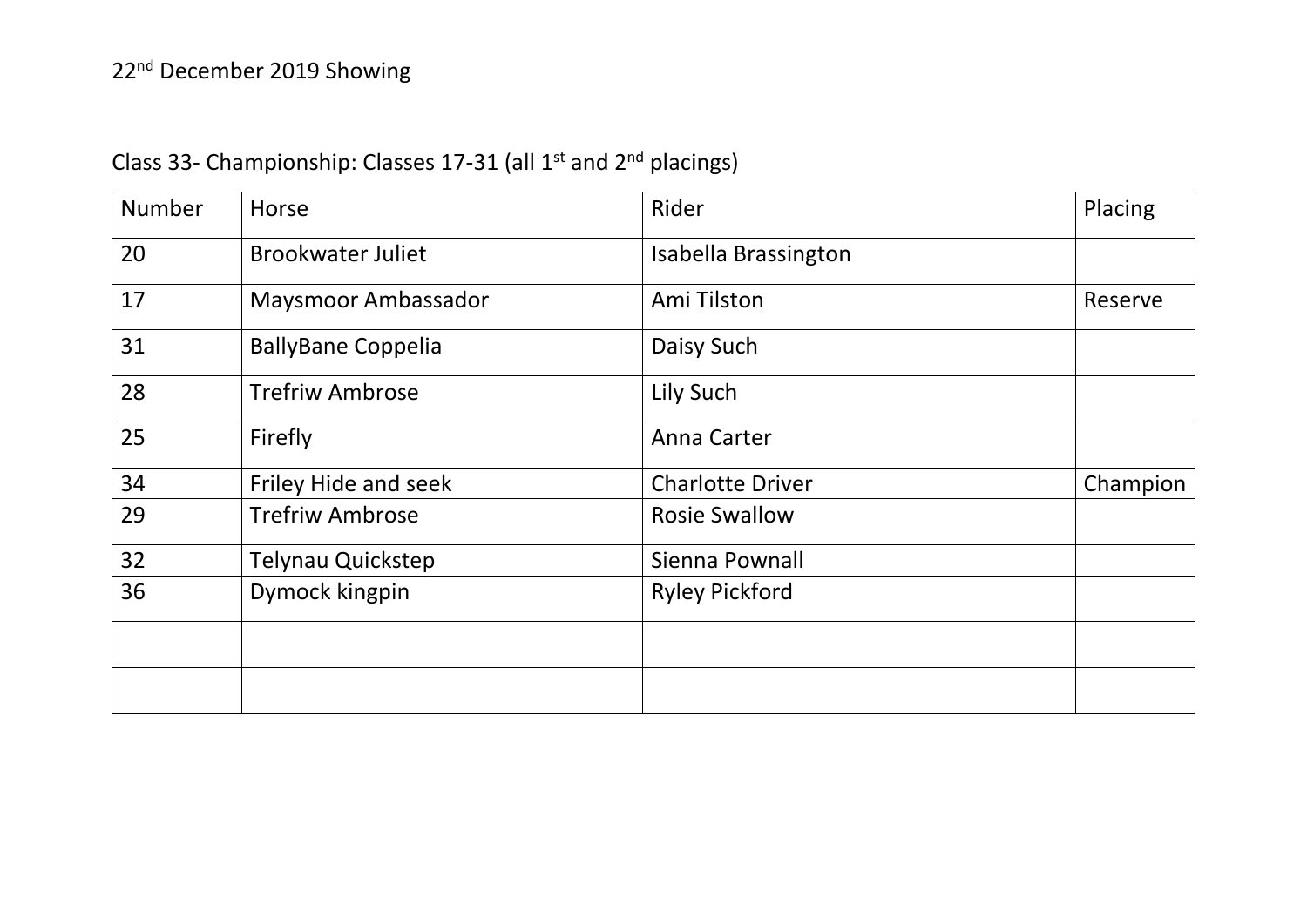22nd December 2019 Showing

Class 33- Championship: Classes 17-31 (all 1st and 2nd placings)

| Number | Horse | Rider | Placing |
|---|---|---|---|
| 20 | Brookwater Juliet | Isabella Brassington | |
| 17 | Maysmoor Ambassador | Ami Tilston | Reserve |
| 31 | BallyBane Coppelia | Daisy Such | |
| 28 | Trefriw Ambrose | Lily Such | |
| 25 | Firefly | Anna Carter | |
| 34 | Friley Hide and seek | Charlotte Driver | Champion |
| 29 | Trefriw Ambrose | Rosie Swallow | |
| 32 | Telynau Quickstep | Sienna Pownall | |
| 36 | Dymock kingpin | Ryley Pickford | |
| | | | |
| | | | |